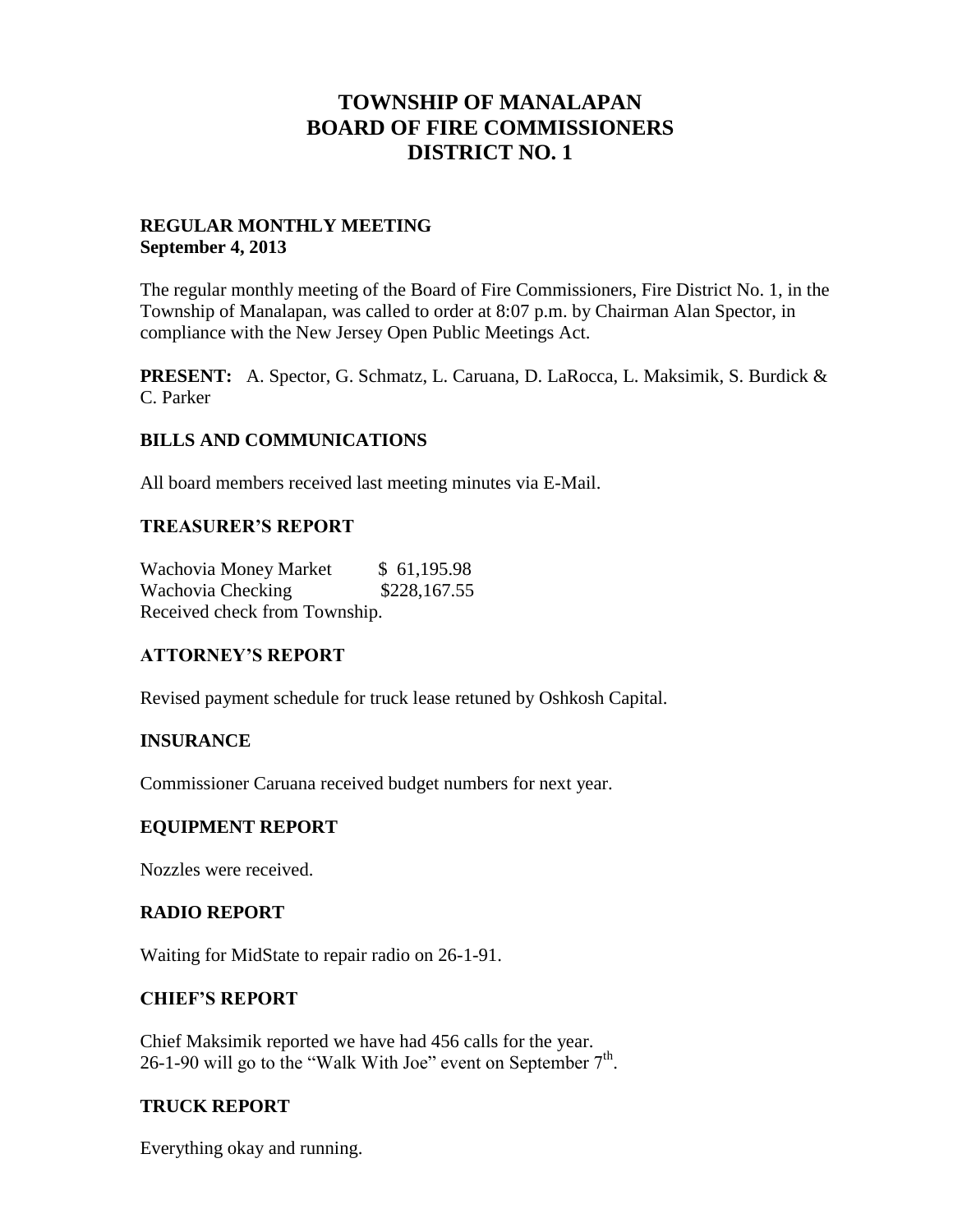# TOWNSHIP OF MANALAPAN
# BOARD OF FIRE COMMISSIONERS
# DISTRICT NO. 1

**REGULAR MONTHLY MEETING**
**September 4, 2013**

The regular monthly meeting of the Board of Fire Commissioners, Fire District No. 1, in the Township of Manalapan, was called to order at 8:07 p.m. by Chairman Alan Spector, in compliance with the New Jersey Open Public Meetings Act.

**PRESENT:** A. Spector, G. Schmatz, L. Caruana, D. LaRocca, L. Maksimik, S. Burdick & C. Parker

## BILLS AND COMMUNICATIONS

All board members received last meeting minutes via E-Mail.

## TREASURER'S REPORT

Wachovia Money Market $ 61,195.98
Wachovia Checking $228,167.55
Received check from Township.

## ATTORNEY'S REPORT

Revised payment schedule for truck lease retuned by Oshkosh Capital.

## INSURANCE

Commissioner Caruana received budget numbers for next year.

## EQUIPMENT REPORT

Nozzles were received.

## RADIO REPORT

Waiting for MidState to repair radio on 26-1-91.

## CHIEF'S REPORT

Chief Maksimik reported we have had 456 calls for the year.
26-1-90 will go to the "Walk With Joe" event on September 7th.

## TRUCK REPORT

Everything okay and running.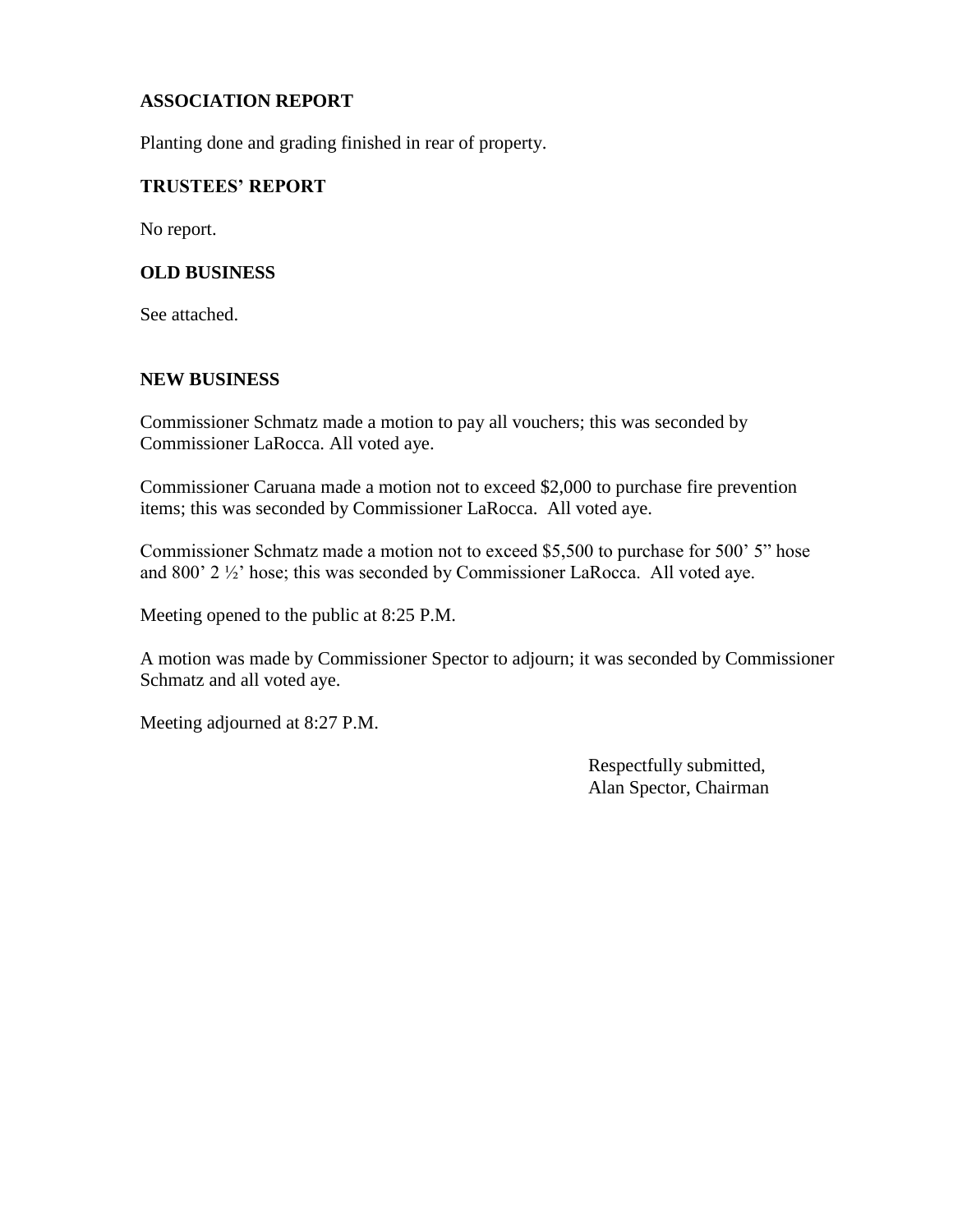**ASSOCIATION REPORT**

Planting done and grading finished in rear of property.

**TRUSTEES' REPORT**

No report.

**OLD BUSINESS**

See attached.

**NEW BUSINESS**

Commissioner Schmatz made a motion to pay all vouchers; this was seconded by Commissioner LaRocca. All voted aye.

Commissioner Caruana made a motion not to exceed $2,000 to purchase fire prevention items; this was seconded by Commissioner LaRocca. All voted aye.

Commissioner Schmatz made a motion not to exceed $5,500 to purchase for 500' 5" hose and 800' 2 ½' hose; this was seconded by Commissioner LaRocca. All voted aye.

Meeting opened to the public at 8:25 P.M.

A motion was made by Commissioner Spector to adjourn; it was seconded by Commissioner Schmatz and all voted aye.

Meeting adjourned at 8:27 P.M.

Respectfully submitted,
Alan Spector, Chairman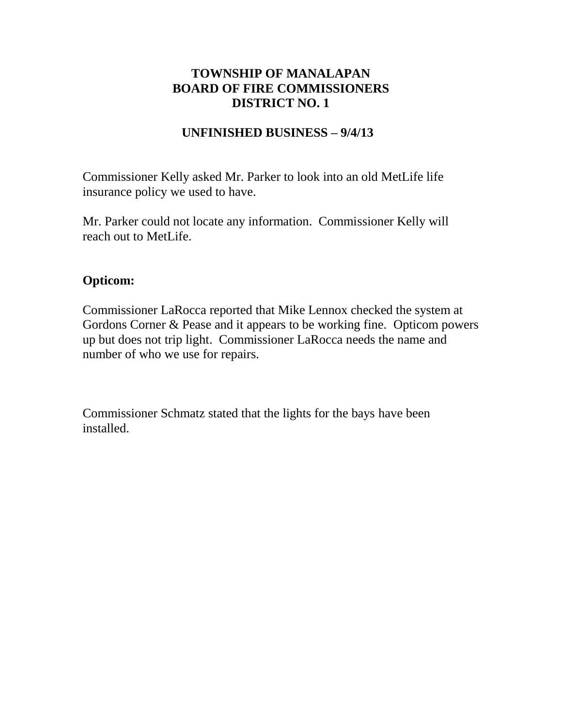**TOWNSHIP OF MANALAPAN**
**BOARD OF FIRE COMMISSIONERS**
**DISTRICT NO. 1**

**UNFINISHED BUSINESS – 9/4/13**

Commissioner Kelly asked Mr. Parker to look into an old MetLife life insurance policy we used to have.

Mr. Parker could not locate any information. Commissioner Kelly will reach out to MetLife.

**Opticom:**

Commissioner LaRocca reported that Mike Lennox checked the system at Gordons Corner & Pease and it appears to be working fine. Opticom powers up but does not trip light. Commissioner LaRocca needs the name and number of who we use for repairs.

Commissioner Schmatz stated that the lights for the bays have been installed.